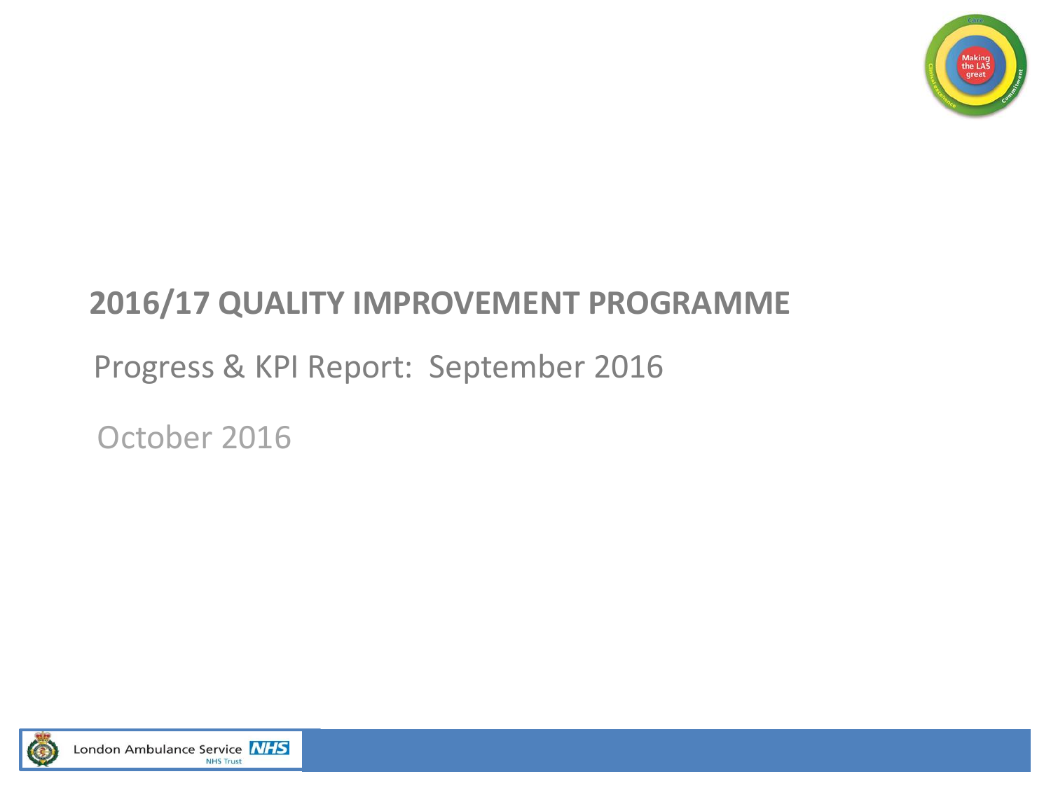# 2016/17 QUALITY IMPROVEMENT PROGRAMME

Progress & KPI Report: September 2016

October 2016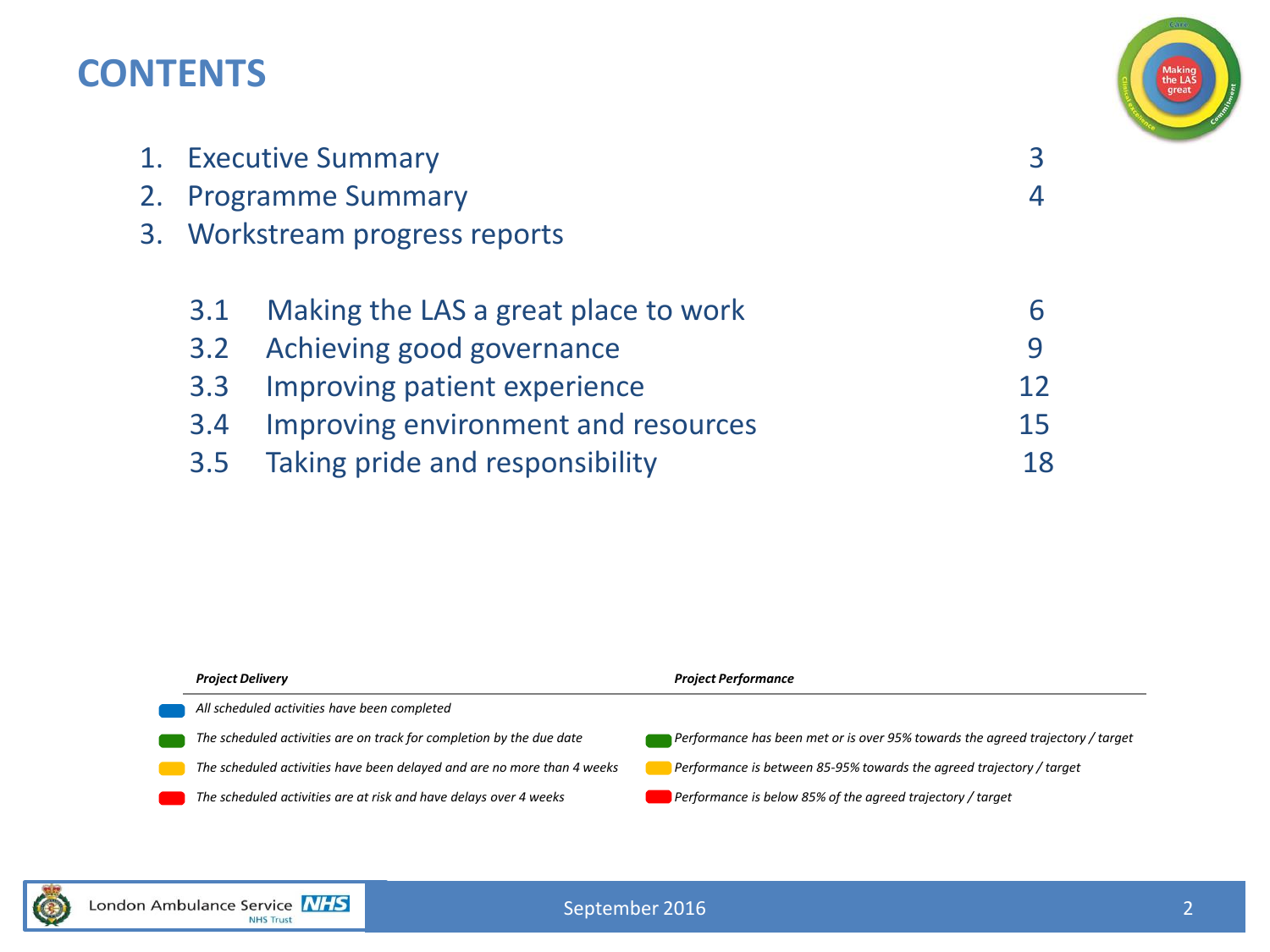# CONTENTS

1. Executive Summary 3
2. Programme Summary 4
3. Workstream progress reports

| | | |
|---|---|---|
| 3.1 | Making the LAS a great place to work | 6 |
| 3.2 | Achieving good governance | 9 |
| 3.3 | Improving patient experience | 12 |
| 3.4 | Improving environment and resources | 15 |
| 3.5 | Taking pride and responsibility | 18 |

| *Project Delivery* | *Project Performance* |
|---|---|
| (Blue) *All scheduled activities have been completed* | |
| (Green) *The scheduled activities are on track for completion by the due date* | (Green) *Performance has been met or is over 95% towards the agreed trajectory / target* |
| (Amber) *The scheduled activities have been delayed and are no more than 4 weeks* | (Amber) *Performance is between 85-95% towards the agreed trajectory / target* |
| (Red) *The scheduled activities are at risk and have delays over 4 weeks* | (Red) *Performance is below 85% of the agreed trajectory / target* |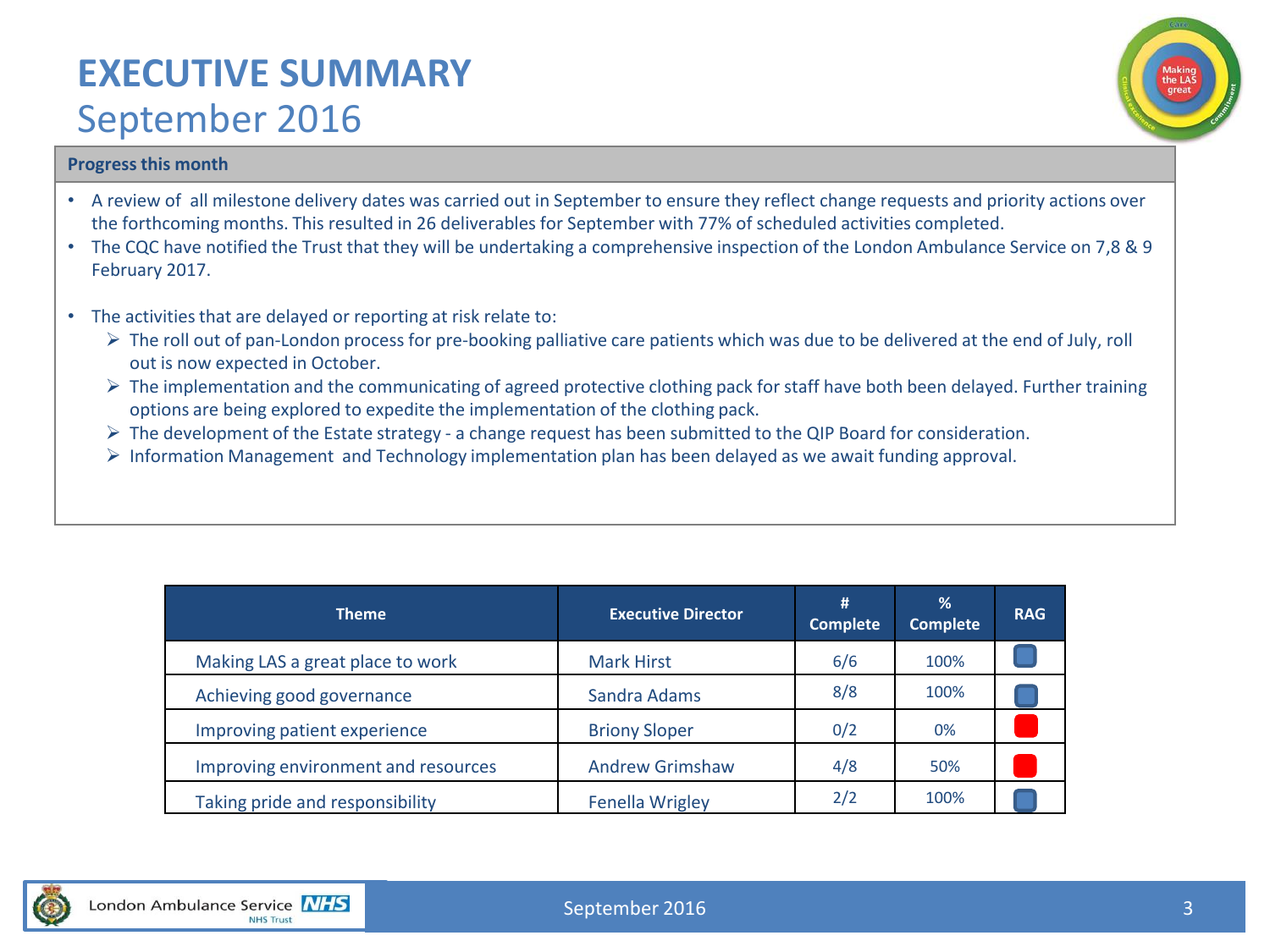# EXECUTIVE SUMMARY

## September 2016

**Progress this month**

- A review of all milestone delivery dates was carried out in September to ensure they reflect change requests and priority actions over the forthcoming months. This resulted in 26 deliverables for September with 77% of scheduled activities completed.
- The CQC have notified the Trust that they will be undertaking a comprehensive inspection of the London Ambulance Service on 7,8 & 9 February 2017.
- The activities that are delayed or reporting at risk relate to:
  - The roll out of pan-London process for pre-booking palliative care patients which was due to be delivered at the end of July, roll out is now expected in October.
  - The implementation and the communicating of agreed protective clothing pack for staff have both been delayed. Further training options are being explored to expedite the implementation of the clothing pack.
  - The development of the Estate strategy - a change request has been submitted to the QIP Board for consideration.
  - Information Management and Technology implementation plan has been delayed as we await funding approval.

| Theme | Executive Director | # Complete | % Complete | RAG |
|---|---|---|---|---|
| Making LAS a great place to work | Mark Hirst | 6/6 | 100% | Blue |
| Achieving good governance | Sandra Adams | 8/8 | 100% | Blue |
| Improving patient experience | Briony Sloper | 0/2 | 0% | Red |
| Improving environment and resources | Andrew Grimshaw | 4/8 | 50% | Red |
| Taking pride and responsibility | Fenella Wrigley | 2/2 | 100% | Blue |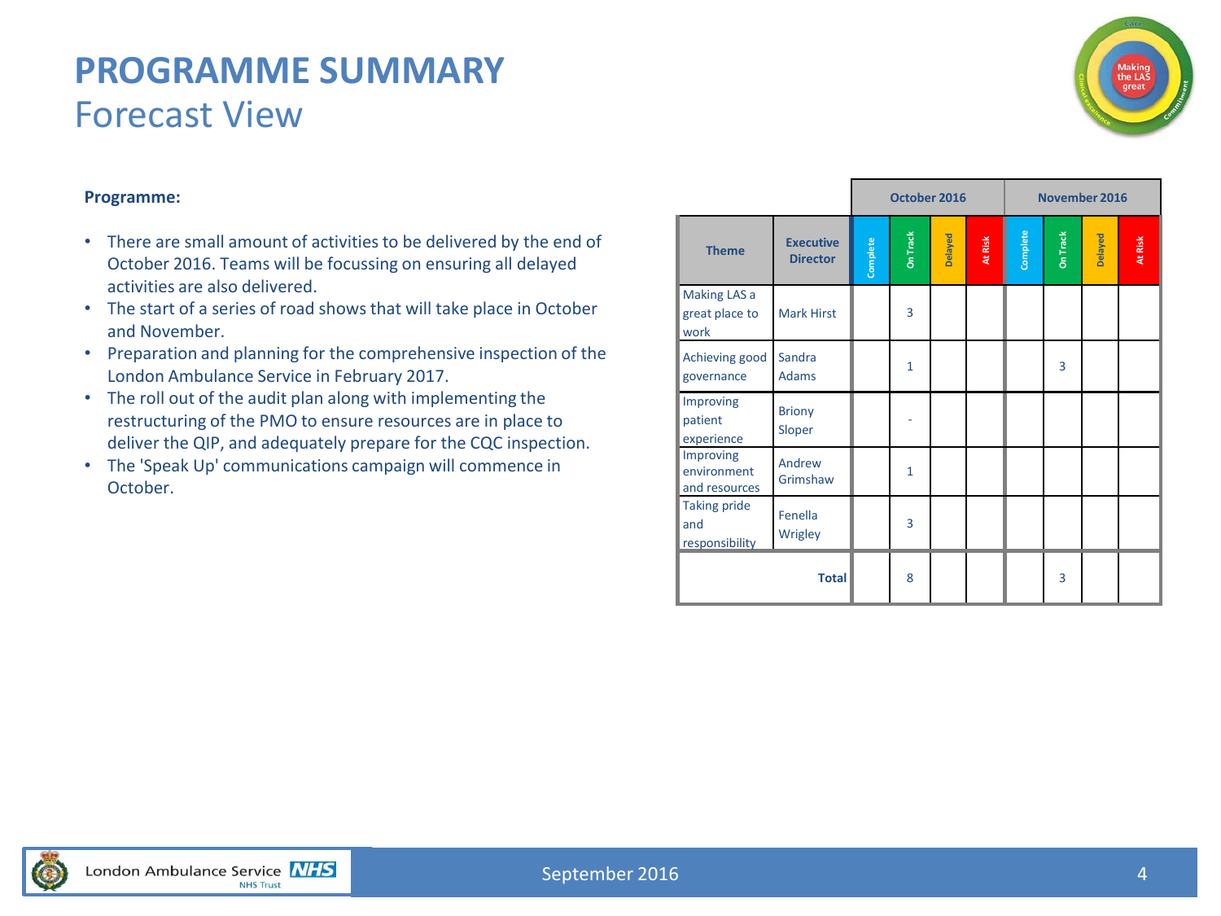# PROGRAMME SUMMARY

## Forecast View

**Programme:**

- There are small amount of activities to be delivered by the end of October 2016. Teams will be focussing on ensuring all delayed activities are also delivered.
- The start of a series of road shows that will take place in October and November.
- Preparation and planning for the comprehensive inspection of the London Ambulance Service in February 2017.
- The roll out of the audit plan along with implementing the restructuring of the PMO to ensure resources are in place to deliver the QIP, and adequately prepare for the CQC inspection.
- The 'Speak Up' communications campaign will commence in October.

| | | October 2016 | | | | November 2016 | | | |
|---|---|---|---|---|---|---|---|---|---|
| **Theme** | **Executive Director** | Complete | On Track | Delayed | At Risk | Complete | On Track | Delayed | At Risk |
| Making LAS a great place to work | Mark Hirst | | 3 | | | | | | |
| Achieving good governance | Sandra Adams | | 1 | | | | 3 | | |
| Improving patient experience | Briony Sloper | | - | | | | | | |
| Improving environment and resources | Andrew Grimshaw | | 1 | | | | | | |
| Taking pride and responsibility | Fenella Wrigley | | 3 | | | | | | |
| **Total** | | | 8 | | | | 3 | | |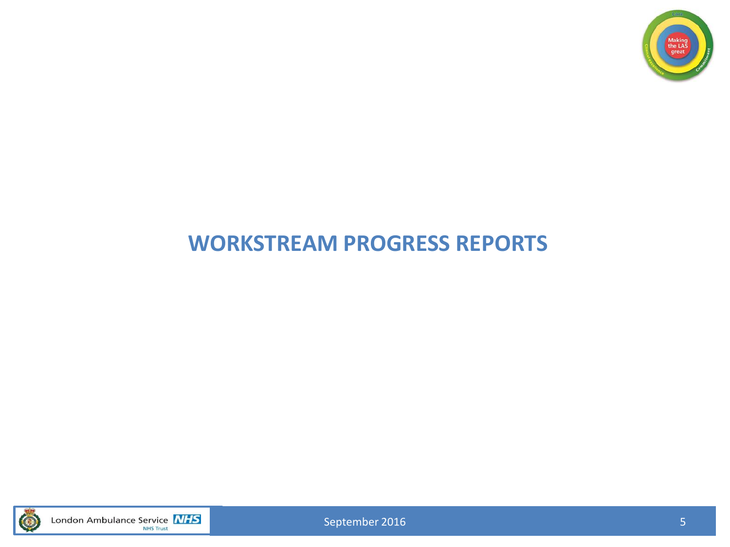# WORKSTREAM PROGRESS REPORTS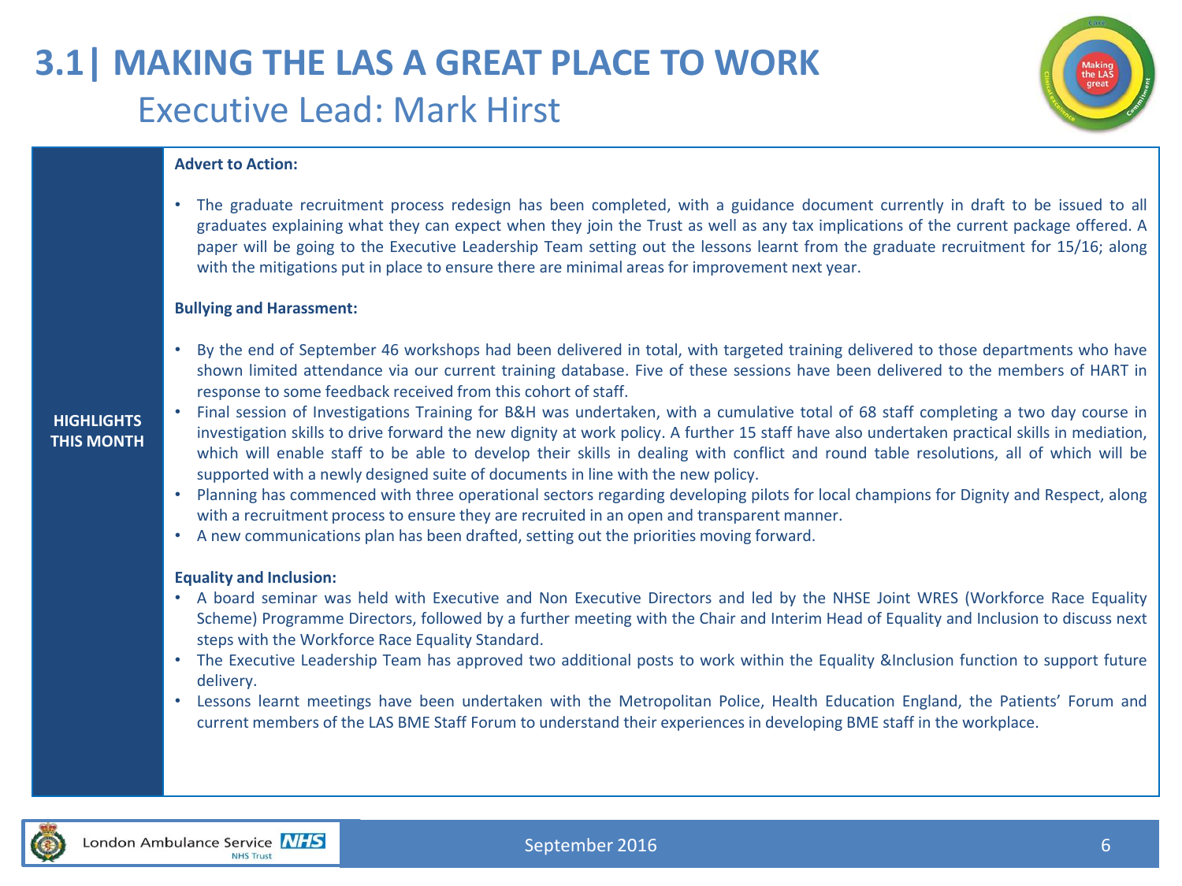# 3.1| MAKING THE LAS A GREAT PLACE TO WORK

## Executive Lead: Mark Hirst

**HIGHLIGHTS THIS MONTH**

**Advert to Action:**

- The graduate recruitment process redesign has been completed, with a guidance document currently in draft to be issued to all graduates explaining what they can expect when they join the Trust as well as any tax implications of the current package offered. A paper will be going to the Executive Leadership Team setting out the lessons learnt from the graduate recruitment for 15/16; along with the mitigations put in place to ensure there are minimal areas for improvement next year.

**Bullying and Harassment:**

- By the end of September 46 workshops had been delivered in total, with targeted training delivered to those departments who have shown limited attendance via our current training database. Five of these sessions have been delivered to the members of HART in response to some feedback received from this cohort of staff.
- Final session of Investigations Training for B&H was undertaken, with a cumulative total of 68 staff completing a two day course in investigation skills to drive forward the new dignity at work policy. A further 15 staff have also undertaken practical skills in mediation, which will enable staff to be able to develop their skills in dealing with conflict and round table resolutions, all of which will be supported with a newly designed suite of documents in line with the new policy.
- Planning has commenced with three operational sectors regarding developing pilots for local champions for Dignity and Respect, along with a recruitment process to ensure they are recruited in an open and transparent manner.
- A new communications plan has been drafted, setting out the priorities moving forward.

**Equality and Inclusion:**

- A board seminar was held with Executive and Non Executive Directors and led by the NHSE Joint WRES (Workforce Race Equality Scheme) Programme Directors, followed by a further meeting with the Chair and Interim Head of Equality and Inclusion to discuss next steps with the Workforce Race Equality Standard.
- The Executive Leadership Team has approved two additional posts to work within the Equality &Inclusion function to support future delivery.
- Lessons learnt meetings have been undertaken with the Metropolitan Police, Health Education England, the Patients' Forum and current members of the LAS BME Staff Forum to understand their experiences in developing BME staff in the workplace.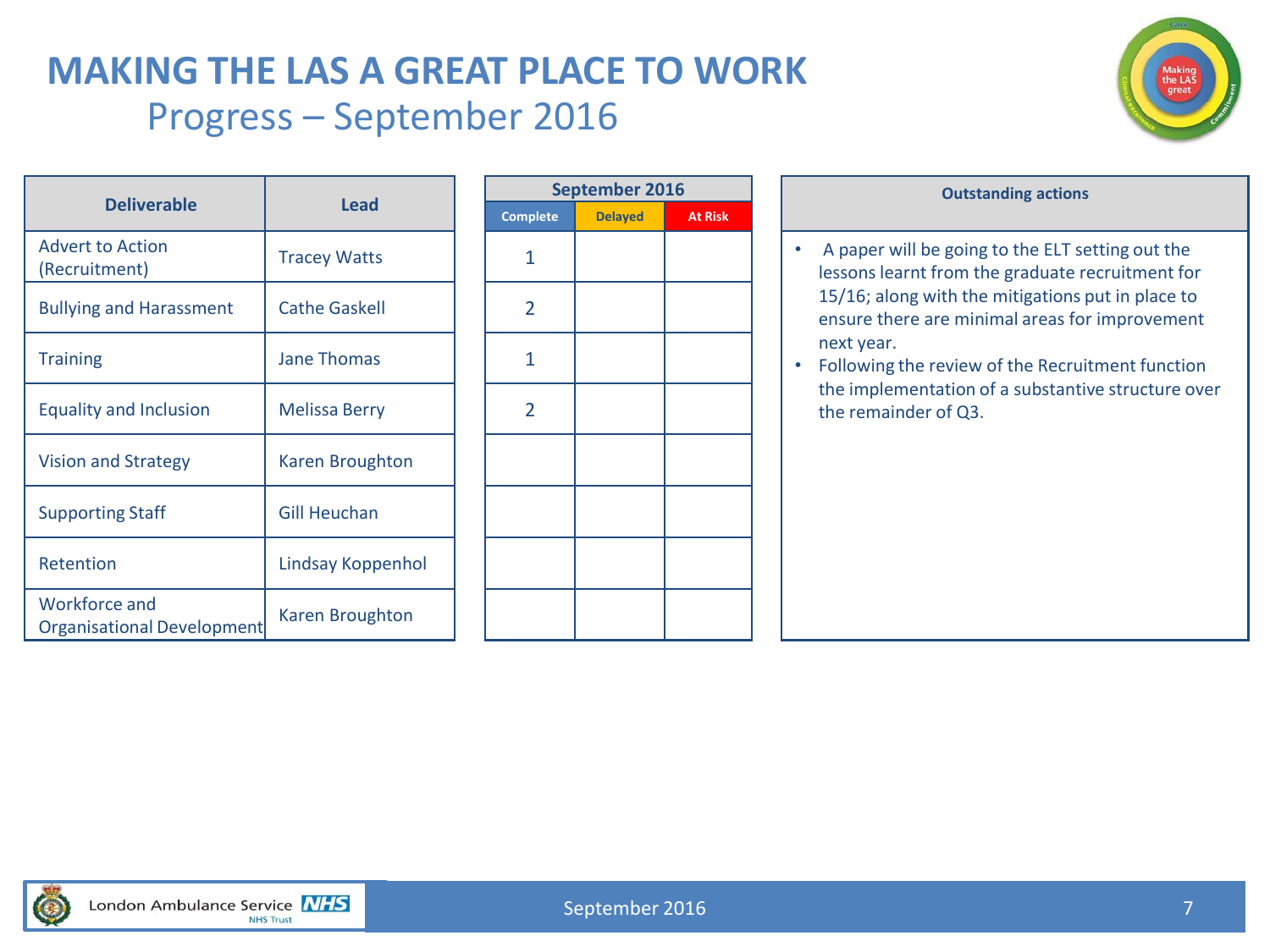# MAKING THE LAS A GREAT PLACE TO WORK

## Progress – September 2016

| Deliverable | Lead | September 2016 Complete | September 2016 Delayed | September 2016 At Risk |
|---|---|---|---|---|
| Advert to Action (Recruitment) | Tracey Watts | 1 | | |
| Bullying and Harassment | Cathe Gaskell | 2 | | |
| Training | Jane Thomas | 1 | | |
| Equality and Inclusion | Melissa Berry | 2 | | |
| Vision and Strategy | Karen Broughton | | | |
| Supporting Staff | Gill Heuchan | | | |
| Retention | Lindsay Koppenhol | | | |
| Workforce and Organisational Development | Karen Broughton | | | |

**Outstanding actions**

- A paper will be going to the ELT setting out the lessons learnt from the graduate recruitment for 15/16; along with the mitigations put in place to ensure there are minimal areas for improvement next year.
- Following the review of the Recruitment function the implementation of a substantive structure over the remainder of Q3.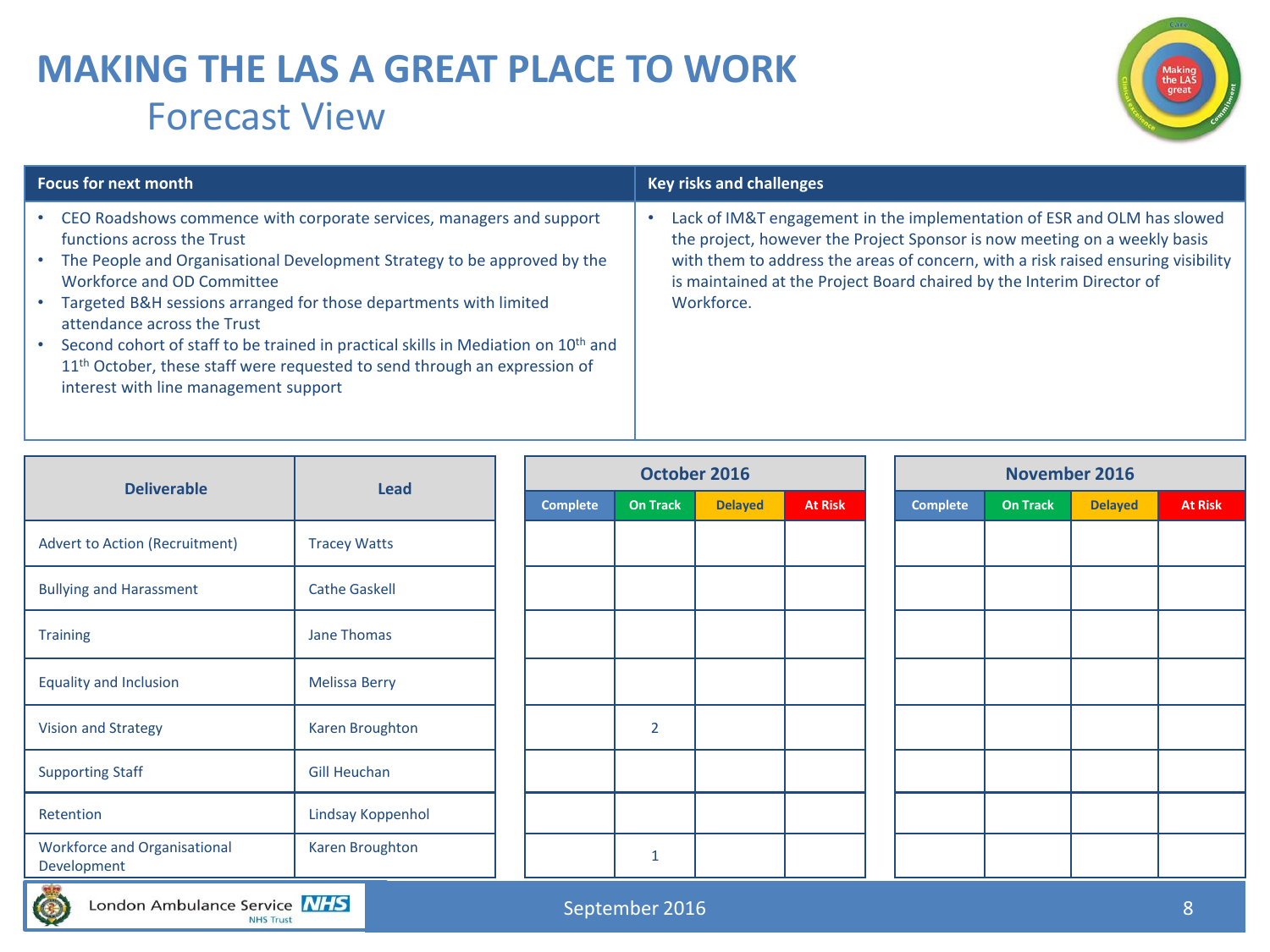# MAKING THE LAS A GREAT PLACE TO WORK

## Forecast View

| Focus for next month | Key risks and challenges |
|---|---|
| • CEO Roadshows commence with corporate services, managers and support functions across the Trust<br>• The People and Organisational Development Strategy to be approved by the Workforce and OD Committee<br>• Targeted B&H sessions arranged for those departments with limited attendance across the Trust<br>• Second cohort of staff to be trained in practical skills in Mediation on 10th and 11th October, these staff were requested to send through an expression of interest with line management support | • Lack of IM&T engagement in the implementation of ESR and OLM has slowed the project, however the Project Sponsor is now meeting on a weekly basis with them to address the areas of concern, with a risk raised ensuring visibility is maintained at the Project Board chaired by the Interim Director of Workforce. |

| Deliverable | Lead | October 2016 | | | | November 2016 | | | |
|---|---|---|---|---|---|---|---|---|---|
| | | Complete | On Track | Delayed | At Risk | Complete | On Track | Delayed | At Risk |
| Advert to Action (Recruitment) | Tracey Watts | | | | | | | | |
| Bullying and Harassment | Cathe Gaskell | | | | | | | | |
| Training | Jane Thomas | | | | | | | | |
| Equality and Inclusion | Melissa Berry | | | | | | | | |
| Vision and Strategy | Karen Broughton | | 2 | | | | | | |
| Supporting Staff | Gill Heuchan | | | | | | | | |
| Retention | Lindsay Koppenhol | | | | | | | | |
| Workforce and Organisational Development | Karen Broughton | | 1 | | | | | | |

September 2016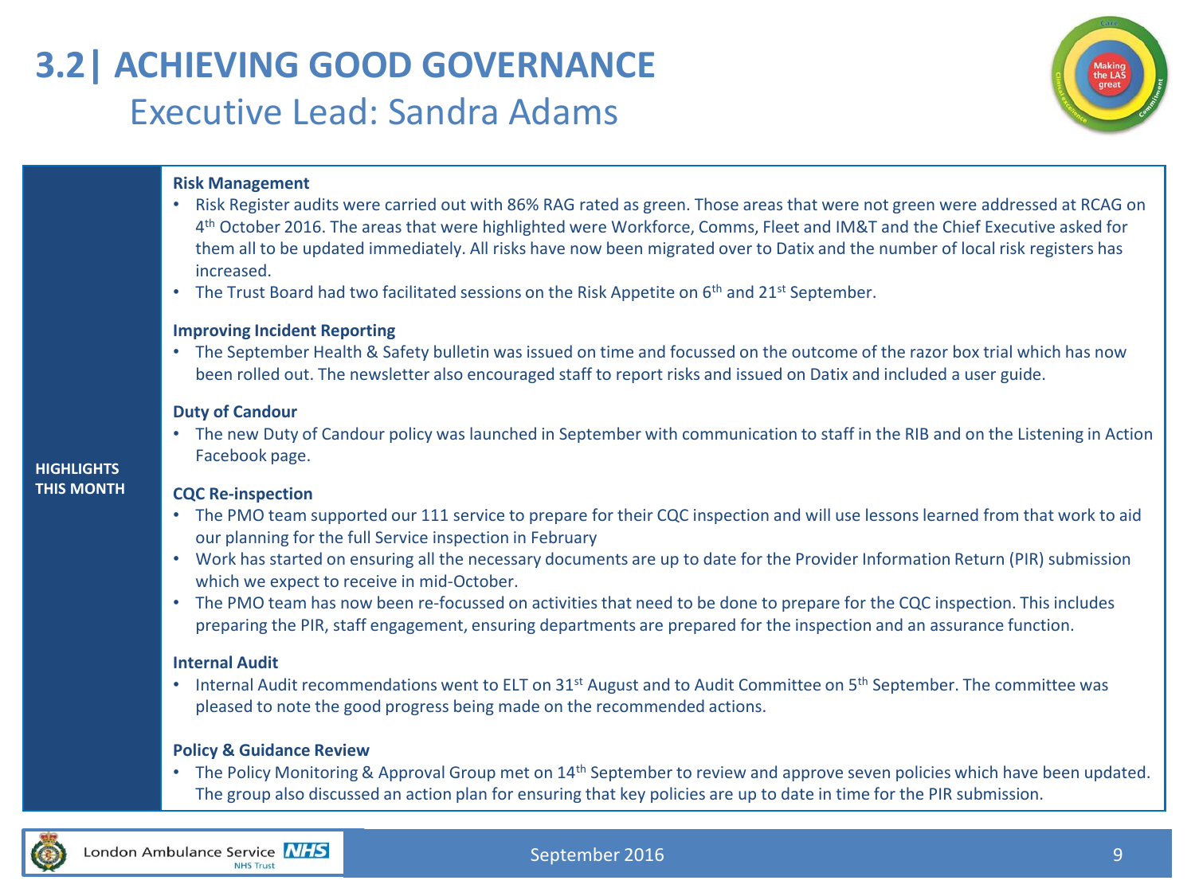# 3.2| ACHIEVING GOOD GOVERNANCE

## Executive Lead: Sandra Adams

**HIGHLIGHTS THIS MONTH**

**Risk Management**

- Risk Register audits were carried out with 86% RAG rated as green. Those areas that were not green were addressed at RCAG on 4th October 2016. The areas that were highlighted were Workforce, Comms, Fleet and IM&T and the Chief Executive asked for them all to be updated immediately. All risks have now been migrated over to Datix and the number of local risk registers has increased.
- The Trust Board had two facilitated sessions on the Risk Appetite on 6th and 21st September.

**Improving Incident Reporting**

- The September Health & Safety bulletin was issued on time and focussed on the outcome of the razor box trial which has now been rolled out. The newsletter also encouraged staff to report risks and issued on Datix and included a user guide.

**Duty of Candour**

- The new Duty of Candour policy was launched in September with communication to staff in the RIB and on the Listening in Action Facebook page.

**CQC Re-inspection**

- The PMO team supported our 111 service to prepare for their CQC inspection and will use lessons learned from that work to aid our planning for the full Service inspection in February
- Work has started on ensuring all the necessary documents are up to date for the Provider Information Return (PIR) submission which we expect to receive in mid-October.
- The PMO team has now been re-focussed on activities that need to be done to prepare for the CQC inspection. This includes preparing the PIR, staff engagement, ensuring departments are prepared for the inspection and an assurance function.

**Internal Audit**

- Internal Audit recommendations went to ELT on 31st August and to Audit Committee on 5th September. The committee was pleased to note the good progress being made on the recommended actions.

**Policy & Guidance Review**

- The Policy Monitoring & Approval Group met on 14th September to review and approve seven policies which have been updated. The group also discussed an action plan for ensuring that key policies are up to date in time for the PIR submission.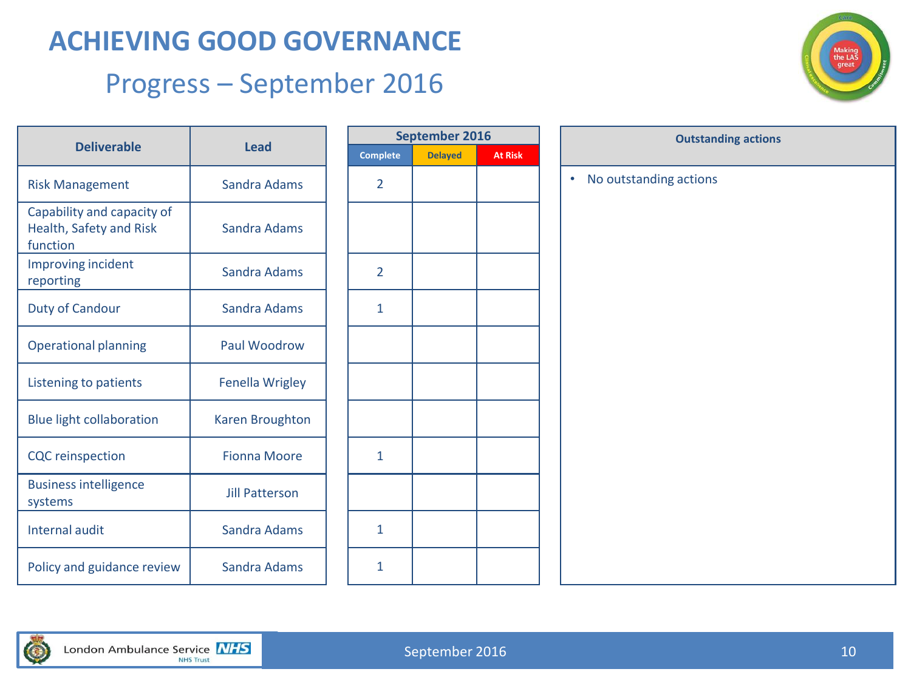# ACHIEVING GOOD GOVERNANCE

## Progress – September 2016

| Deliverable | Lead | September 2016 | | |
|---|---|---|---|---|
| | | Complete | Delayed | At Risk |
| Risk Management | Sandra Adams | 2 | | |
| Capability and capacity of Health, Safety and Risk function | Sandra Adams | | | |
| Improving incident reporting | Sandra Adams | 2 | | |
| Duty of Candour | Sandra Adams | 1 | | |
| Operational planning | Paul Woodrow | | | |
| Listening to patients | Fenella Wrigley | | | |
| Blue light collaboration | Karen Broughton | | | |
| CQC reinspection | Fionna Moore | 1 | | |
| Business intelligence systems | Jill Patterson | | | |
| Internal audit | Sandra Adams | 1 | | |
| Policy and guidance review | Sandra Adams | 1 | | |

**Outstanding actions**

- No outstanding actions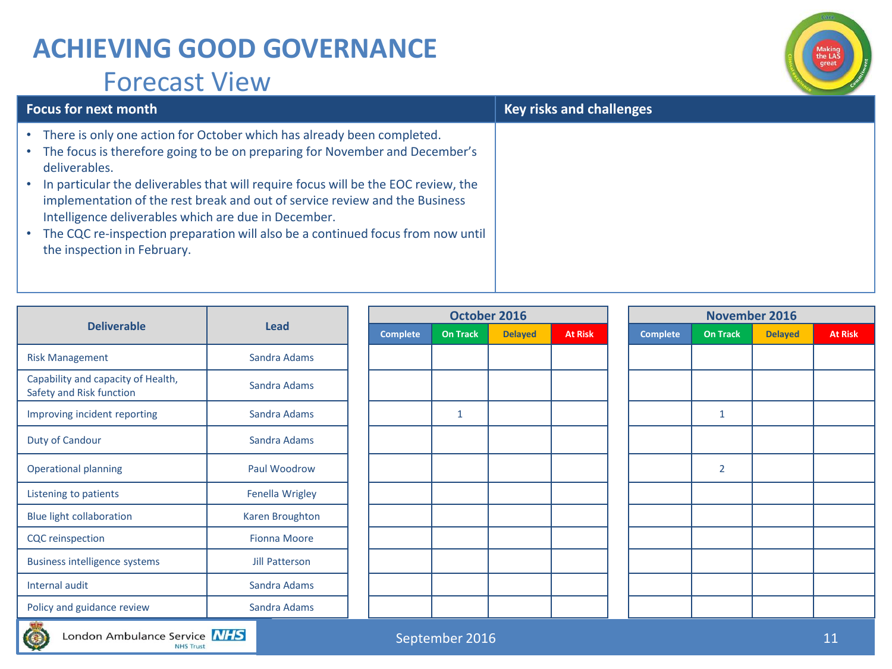# ACHIEVING GOOD GOVERNANCE

## Forecast View

| Focus for next month | Key risks and challenges |
|---|---|
| • There is only one action for October which has already been completed.<br>• The focus is therefore going to be on preparing for November and December's deliverables.<br>• In particular the deliverables that will require focus will be the EOC review, the implementation of the rest break and out of service review and the Business Intelligence deliverables which are due in December.<br>• The CQC re-inspection preparation will also be a continued focus from now until the inspection in February. | |

| Deliverable | Lead | October 2016 | | | | November 2016 | | | |
|---|---|---|---|---|---|---|---|---|---|
| | | Complete | On Track | Delayed | At Risk | Complete | On Track | Delayed | At Risk |
| Risk Management | Sandra Adams | | | | | | | | |
| Capability and capacity of Health, Safety and Risk function | Sandra Adams | | | | | | | | |
| Improving incident reporting | Sandra Adams | | 1 | | | | 1 | | |
| Duty of Candour | Sandra Adams | | | | | | | | |
| Operational planning | Paul Woodrow | | | | | | 2 | | |
| Listening to patients | Fenella Wrigley | | | | | | | | |
| Blue light collaboration | Karen Broughton | | | | | | | | |
| CQC reinspection | Fionna Moore | | | | | | | | |
| Business intelligence systems | Jill Patterson | | | | | | | | |
| Internal audit | Sandra Adams | | | | | | | | |
| Policy and guidance review | Sandra Adams | | | | | | | | |

September 2016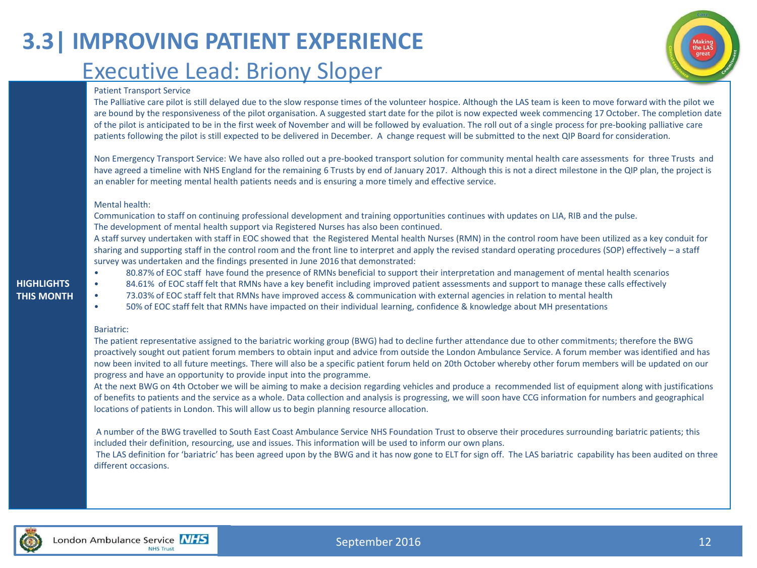# 3.3| IMPROVING PATIENT EXPERIENCE

## Executive Lead: Briony Sloper

**HIGHLIGHTS THIS MONTH**

Patient Transport Service

The Palliative care pilot is still delayed due to the slow response times of the volunteer hospice. Although the LAS team is keen to move forward with the pilot we are bound by the responsiveness of the pilot organisation. A suggested start date for the pilot is now expected week commencing 17 October. The completion date of the pilot is anticipated to be in the first week of November and will be followed by evaluation. The roll out of a single process for pre-booking palliative care patients following the pilot is still expected to be delivered in December. A change request will be submitted to the next QIP Board for consideration.

Non Emergency Transport Service: We have also rolled out a pre-booked transport solution for community mental health care assessments for three Trusts and have agreed a timeline with NHS England for the remaining 6 Trusts by end of January 2017. Although this is not a direct milestone in the QIP plan, the project is an enabler for meeting mental health patients needs and is ensuring a more timely and effective service.

Mental health:

Communication to staff on continuing professional development and training opportunities continues with updates on LIA, RIB and the pulse.

The development of mental health support via Registered Nurses has also been continued.

A staff survey undertaken with staff in EOC showed that the Registered Mental health Nurses (RMN) in the control room have been utilized as a key conduit for sharing and supporting staff in the control room and the front line to interpret and apply the revised standard operating procedures (SOP) effectively – a staff survey was undertaken and the findings presented in June 2016 that demonstrated:

- 80.87% of EOC staff have found the presence of RMNs beneficial to support their interpretation and management of mental health scenarios
- 84.61% of EOC staff felt that RMNs have a key benefit including improved patient assessments and support to manage these calls effectively
- 73.03% of EOC staff felt that RMNs have improved access & communication with external agencies in relation to mental health
- 50% of EOC staff felt that RMNs have impacted on their individual learning, confidence & knowledge about MH presentations

Bariatric:

The patient representative assigned to the bariatric working group (BWG) had to decline further attendance due to other commitments; therefore the BWG proactively sought out patient forum members to obtain input and advice from outside the London Ambulance Service. A forum member was identified and has now been invited to all future meetings. There will also be a specific patient forum held on 20th October whereby other forum members will be updated on our progress and have an opportunity to provide input into the programme.

At the next BWG on 4th October we will be aiming to make a decision regarding vehicles and produce a recommended list of equipment along with justifications of benefits to patients and the service as a whole. Data collection and analysis is progressing, we will soon have CCG information for numbers and geographical locations of patients in London. This will allow us to begin planning resource allocation.

A number of the BWG travelled to South East Coast Ambulance Service NHS Foundation Trust to observe their procedures surrounding bariatric patients; this included their definition, resourcing, use and issues. This information will be used to inform our own plans.

The LAS definition for 'bariatric' has been agreed upon by the BWG and it has now gone to ELT for sign off. The LAS bariatric capability has been audited on three different occasions.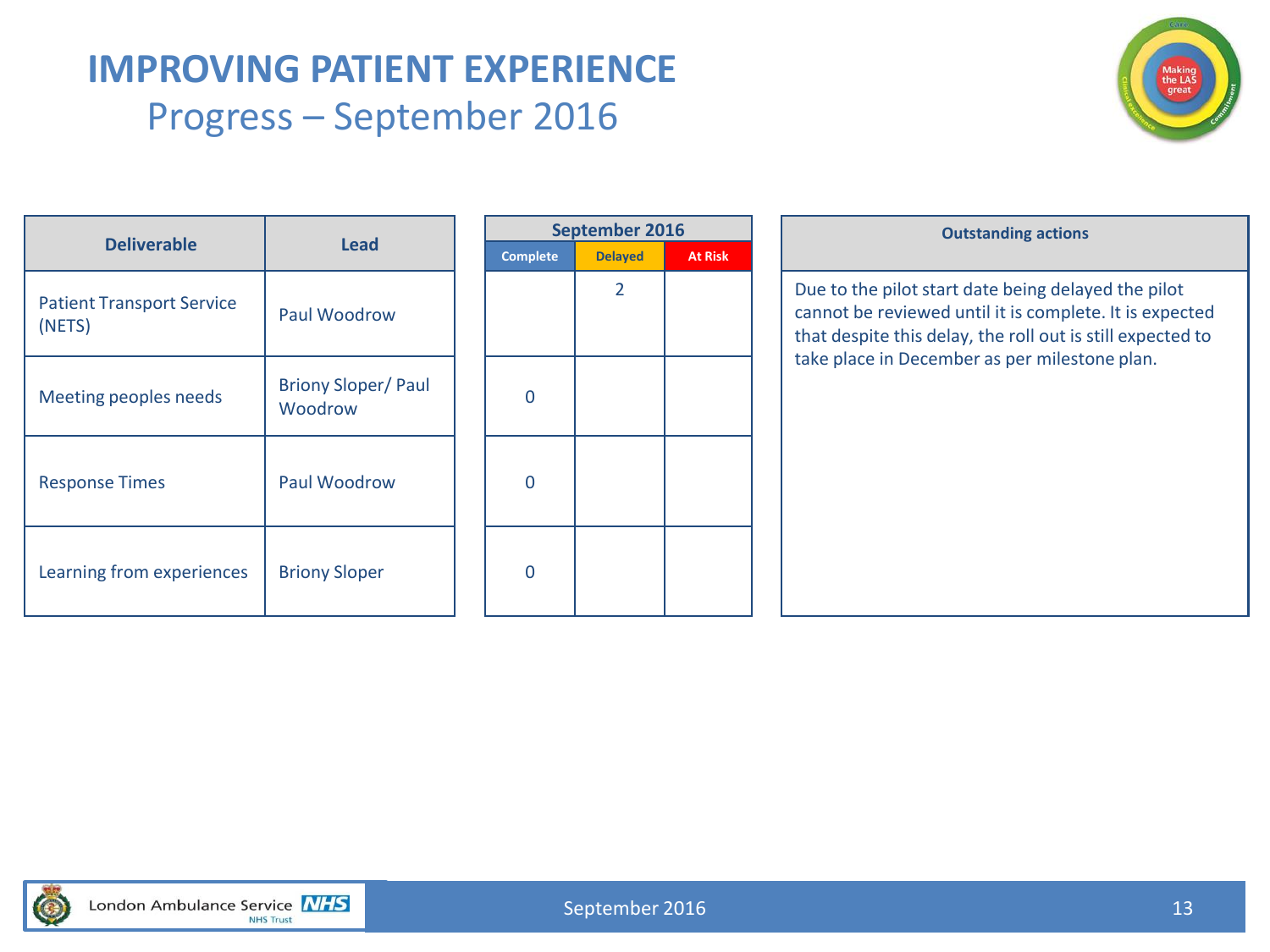# IMPROVING PATIENT EXPERIENCE

## Progress – September 2016

| Deliverable | Lead | September 2016 | | | Outstanding actions |
|---|---|---|---|---|---|
| | | Complete | Delayed | At Risk | |
| Patient Transport Service (NETS) | Paul Woodrow | | 2 | | Due to the pilot start date being delayed the pilot cannot be reviewed until it is complete. It is expected that despite this delay, the roll out is still expected to take place in December as per milestone plan. |
| Meeting peoples needs | Briony Sloper/ Paul Woodrow | 0 | | | |
| Response Times | Paul Woodrow | 0 | | | |
| Learning from experiences | Briony Sloper | 0 | | | |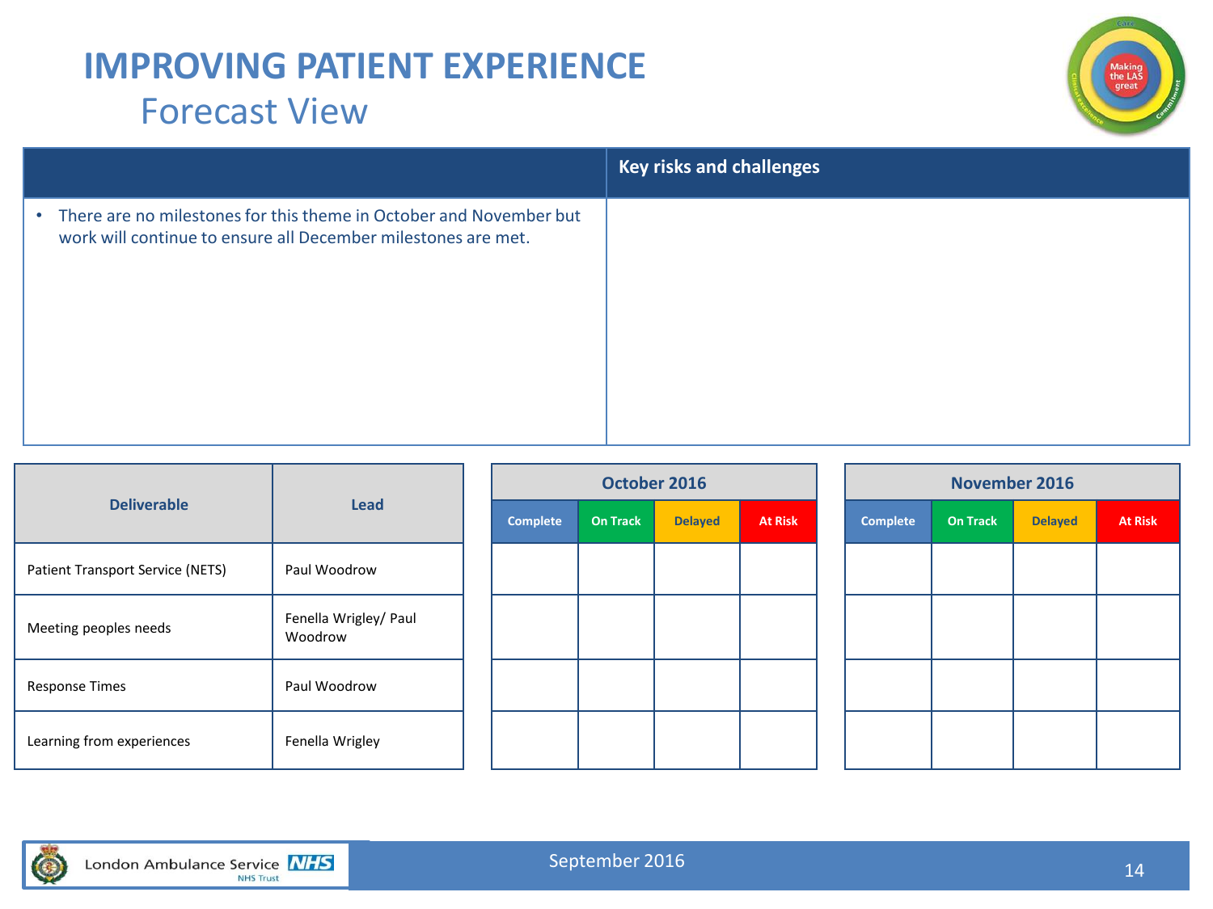# IMPROVING PATIENT EXPERIENCE

## Forecast View

| | Key risks and challenges |
|---|---|
| • There are no milestones for this theme in October and November but work will continue to ensure all December milestones are met. | |

| Deliverable | Lead | October 2016 | | | | November 2016 | | | |
|---|---|---|---|---|---|---|---|---|---|
| | | Complete | On Track | Delayed | At Risk | Complete | On Track | Delayed | At Risk |
| Patient Transport Service (NETS) | Paul Woodrow | | | | | | | | |
| Meeting peoples needs | Fenella Wrigley/ Paul Woodrow | | | | | | | | |
| Response Times | Paul Woodrow | | | | | | | | |
| Learning from experiences | Fenella Wrigley | | | | | | | | |

September 2016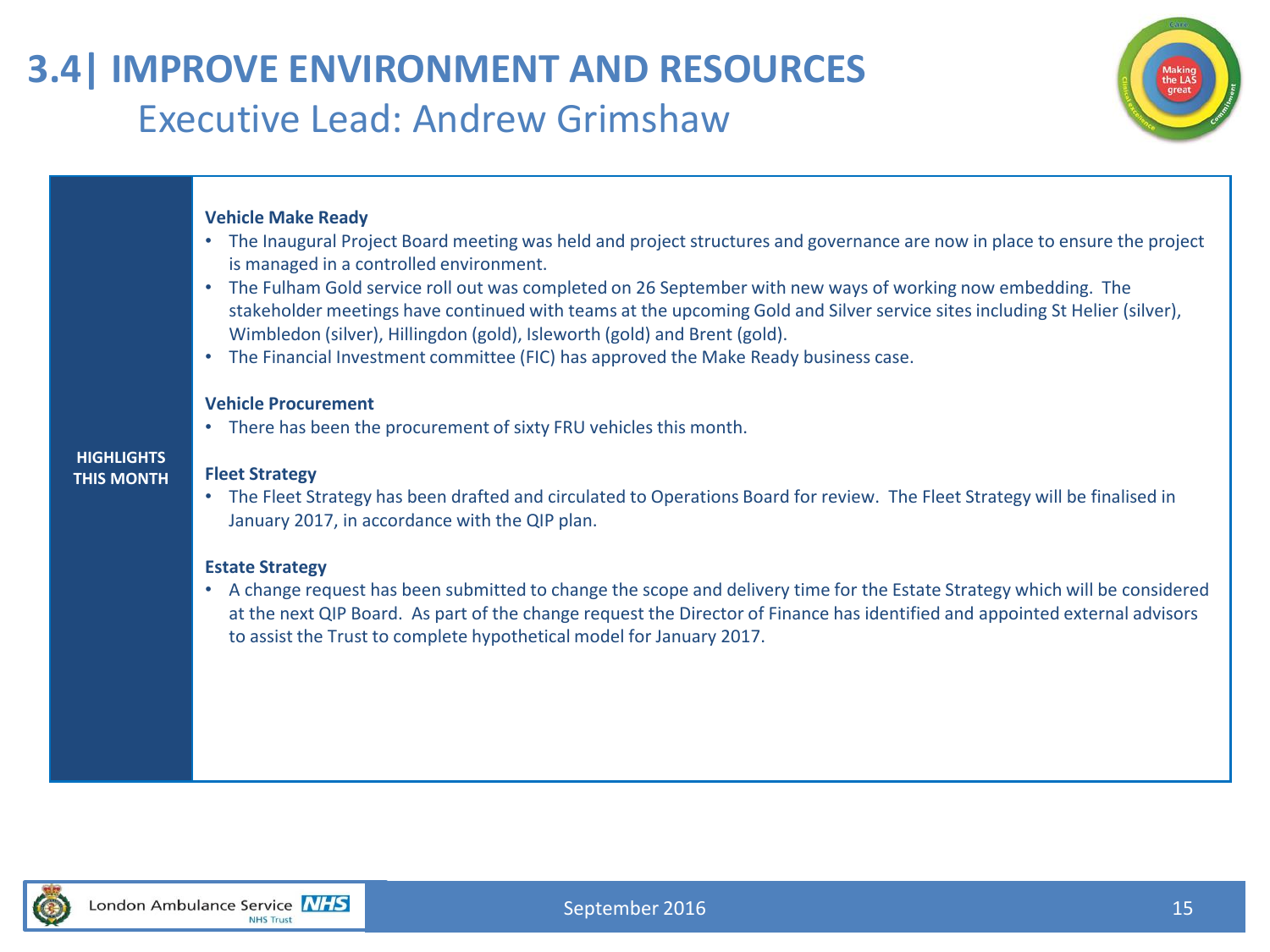# 3.4| IMPROVE ENVIRONMENT AND RESOURCES

## Executive Lead: Andrew Grimshaw

**HIGHLIGHTS THIS MONTH**

**Vehicle Make Ready**

- The Inaugural Project Board meeting was held and project structures and governance are now in place to ensure the project is managed in a controlled environment.
- The Fulham Gold service roll out was completed on 26 September with new ways of working now embedding. The stakeholder meetings have continued with teams at the upcoming Gold and Silver service sites including St Helier (silver), Wimbledon (silver), Hillingdon (gold), Isleworth (gold) and Brent (gold).
- The Financial Investment committee (FIC) has approved the Make Ready business case.

**Vehicle Procurement**

- There has been the procurement of sixty FRU vehicles this month.

**Fleet Strategy**

- The Fleet Strategy has been drafted and circulated to Operations Board for review. The Fleet Strategy will be finalised in January 2017, in accordance with the QIP plan.

**Estate Strategy**

- A change request has been submitted to change the scope and delivery time for the Estate Strategy which will be considered at the next QIP Board. As part of the change request the Director of Finance has identified and appointed external advisors to assist the Trust to complete hypothetical model for January 2017.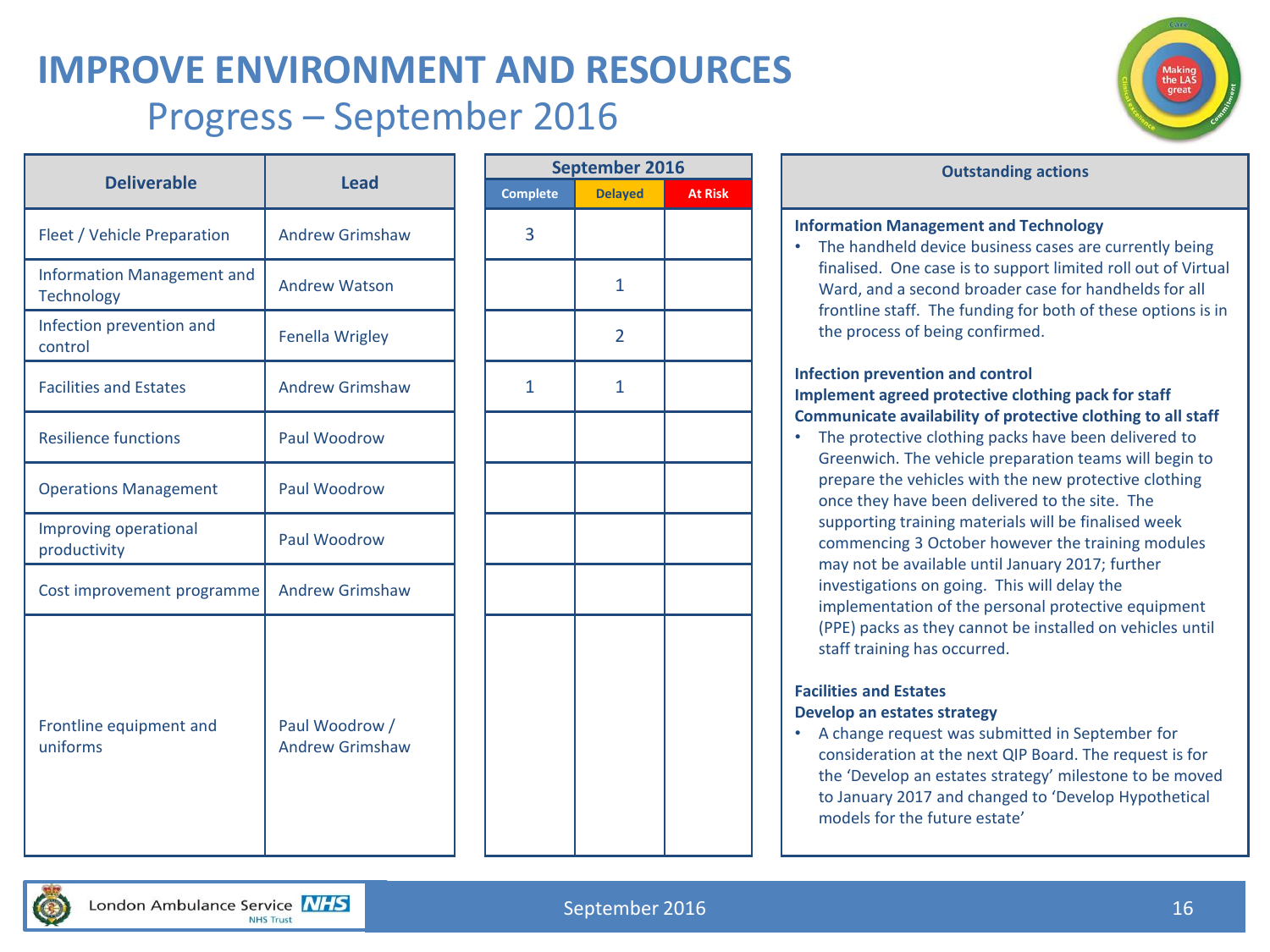# IMPROVE ENVIRONMENT AND RESOURCES

## Progress – September 2016

| Deliverable | Lead | September 2016 Complete | Delayed | At Risk |
|---|---|---|---|---|
| Fleet / Vehicle Preparation | Andrew Grimshaw | 3 | | |
| Information Management and Technology | Andrew Watson | | 1 | |
| Infection prevention and control | Fenella Wrigley | | 2 | |
| Facilities and Estates | Andrew Grimshaw | 1 | 1 | |
| Resilience functions | Paul Woodrow | | | |
| Operations Management | Paul Woodrow | | | |
| Improving operational productivity | Paul Woodrow | | | |
| Cost improvement programme | Andrew Grimshaw | | | |
| Frontline equipment and uniforms | Paul Woodrow / Andrew Grimshaw | | | |

### Outstanding actions

**Information Management and Technology**

- The handheld device business cases are currently being finalised. One case is to support limited roll out of Virtual Ward, and a second broader case for handhelds for all frontline staff. The funding for both of these options is in the process of being confirmed.

**Infection prevention and control**
**Implement agreed protective clothing pack for staff**
**Communicate availability of protective clothing to all staff**

- The protective clothing packs have been delivered to Greenwich. The vehicle preparation teams will begin to prepare the vehicles with the new protective clothing once they have been delivered to the site. The supporting training materials will be finalised week commencing 3 October however the training modules may not be available until January 2017; further investigations on going. This will delay the implementation of the personal protective equipment (PPE) packs as they cannot be installed on vehicles until staff training has occurred.

**Facilities and Estates**
**Develop an estates strategy**

- A change request was submitted in September for consideration at the next QIP Board. The request is for the 'Develop an estates strategy' milestone to be moved to January 2017 and changed to 'Develop Hypothetical models for the future estate'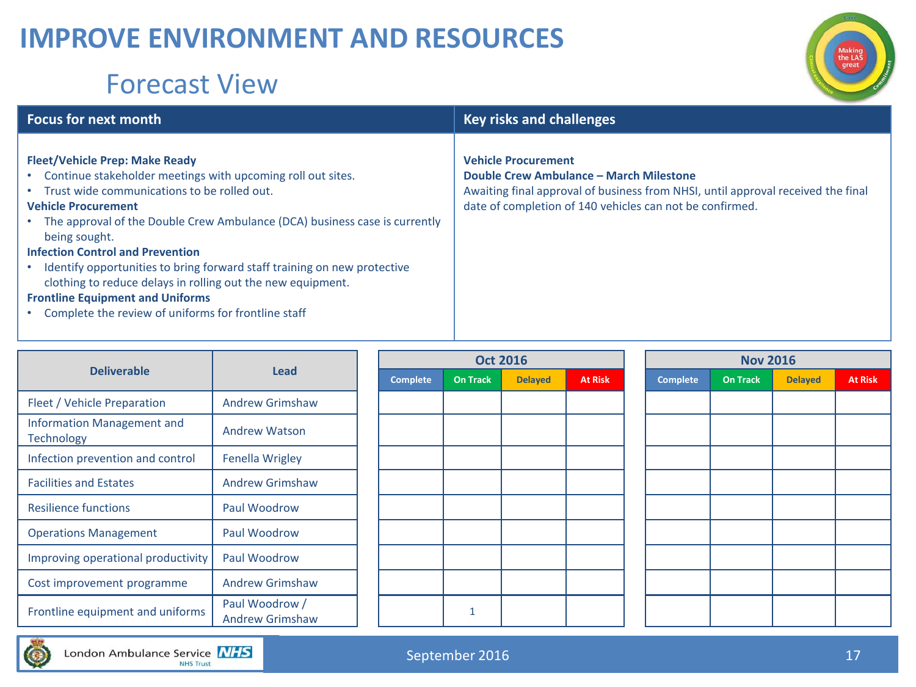# IMPROVE ENVIRONMENT AND RESOURCES

## Forecast View

| Focus for next month | Key risks and challenges |
|---|---|
| **Fleet/Vehicle Prep: Make Ready**<br>• Continue stakeholder meetings with upcoming roll out sites.<br>• Trust wide communications to be rolled out.<br>**Vehicle Procurement**<br>• The approval of the Double Crew Ambulance (DCA) business case is currently being sought.<br>**Infection Control and Prevention**<br>• Identify opportunities to bring forward staff training on new protective clothing to reduce delays in rolling out the new equipment.<br>**Frontline Equipment and Uniforms**<br>• Complete the review of uniforms for frontline staff | **Vehicle Procurement**<br>**Double Crew Ambulance – March Milestone**<br>Awaiting final approval of business from NHSI, until approval received the final date of completion of 140 vehicles can not be confirmed. |

| Deliverable | Lead | Oct 2016 | | | | Nov 2016 | | | |
|---|---|---|---|---|---|---|---|---|---|
| | | Complete | On Track | Delayed | At Risk | Complete | On Track | Delayed | At Risk |
| Fleet / Vehicle Preparation | Andrew Grimshaw | | | | | | | | |
| Information Management and Technology | Andrew Watson | | | | | | | | |
| Infection prevention and control | Fenella Wrigley | | | | | | | | |
| Facilities and Estates | Andrew Grimshaw | | | | | | | | |
| Resilience functions | Paul Woodrow | | | | | | | | |
| Operations Management | Paul Woodrow | | | | | | | | |
| Improving operational productivity | Paul Woodrow | | | | | | | | |
| Cost improvement programme | Andrew Grimshaw | | | | | | | | |
| Frontline equipment and uniforms | Paul Woodrow / Andrew Grimshaw | | 1 | | | | | | |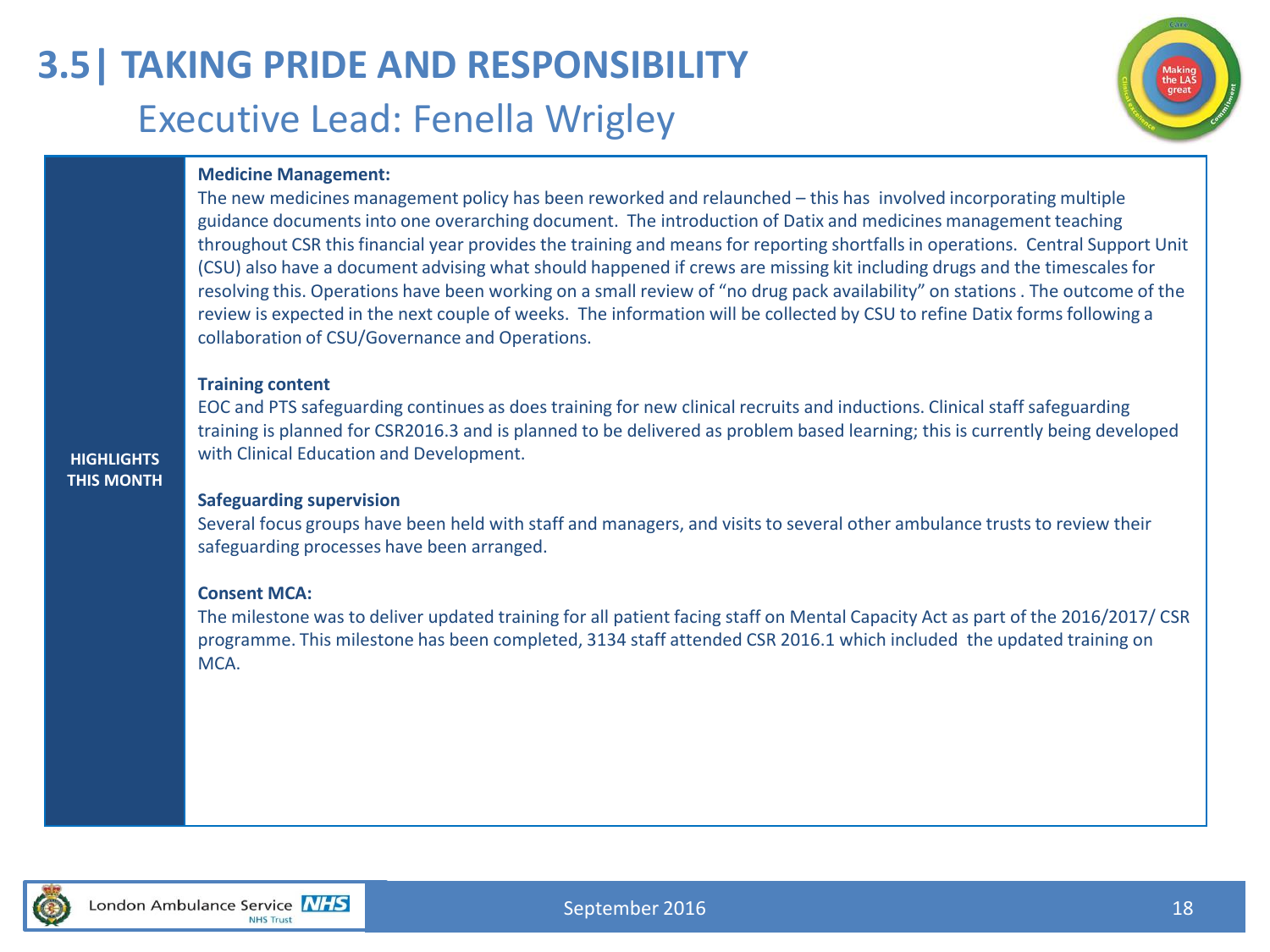# 3.5| TAKING PRIDE AND RESPONSIBILITY

## Executive Lead: Fenella Wrigley

**HIGHLIGHTS THIS MONTH**

**Medicine Management:**
The new medicines management policy has been reworked and relaunched – this has involved incorporating multiple guidance documents into one overarching document. The introduction of Datix and medicines management teaching throughout CSR this financial year provides the training and means for reporting shortfalls in operations. Central Support Unit (CSU) also have a document advising what should happened if crews are missing kit including drugs and the timescales for resolving this. Operations have been working on a small review of "no drug pack availability" on stations . The outcome of the review is expected in the next couple of weeks. The information will be collected by CSU to refine Datix forms following a collaboration of CSU/Governance and Operations.

**Training content**
EOC and PTS safeguarding continues as does training for new clinical recruits and inductions. Clinical staff safeguarding training is planned for CSR2016.3 and is planned to be delivered as problem based learning; this is currently being developed with Clinical Education and Development.

**Safeguarding supervision**
Several focus groups have been held with staff and managers, and visits to several other ambulance trusts to review their safeguarding processes have been arranged.

**Consent MCA:**
The milestone was to deliver updated training for all patient facing staff on Mental Capacity Act as part of the 2016/2017/ CSR programme. This milestone has been completed, 3134 staff attended CSR 2016.1 which included the updated training on MCA.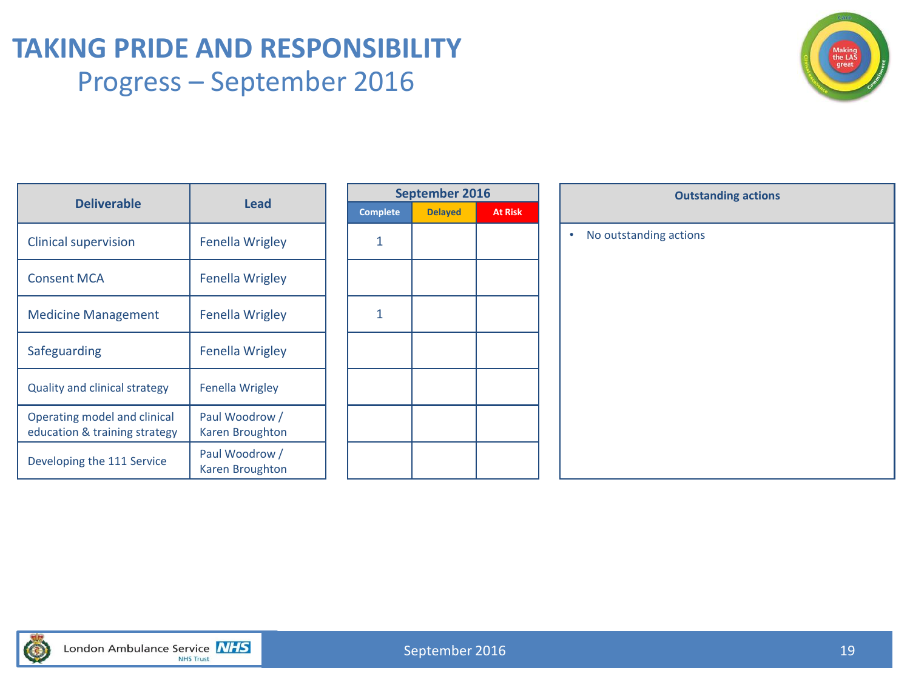# TAKING PRIDE AND RESPONSIBILITY

## Progress – September 2016

| Deliverable | Lead | September 2016 | | |
|---|---|---|---|---|
| | | Complete | Delayed | At Risk |
| Clinical supervision | Fenella Wrigley | 1 | | |
| Consent MCA | Fenella Wrigley | | | |
| Medicine Management | Fenella Wrigley | 1 | | |
| Safeguarding | Fenella Wrigley | | | |
| Quality and clinical strategy | Fenella Wrigley | | | |
| Operating model and clinical education & training strategy | Paul Woodrow / Karen Broughton | | | |
| Developing the 111 Service | Paul Woodrow / Karen Broughton | | | |

| Outstanding actions |
|---|
| • No outstanding actions |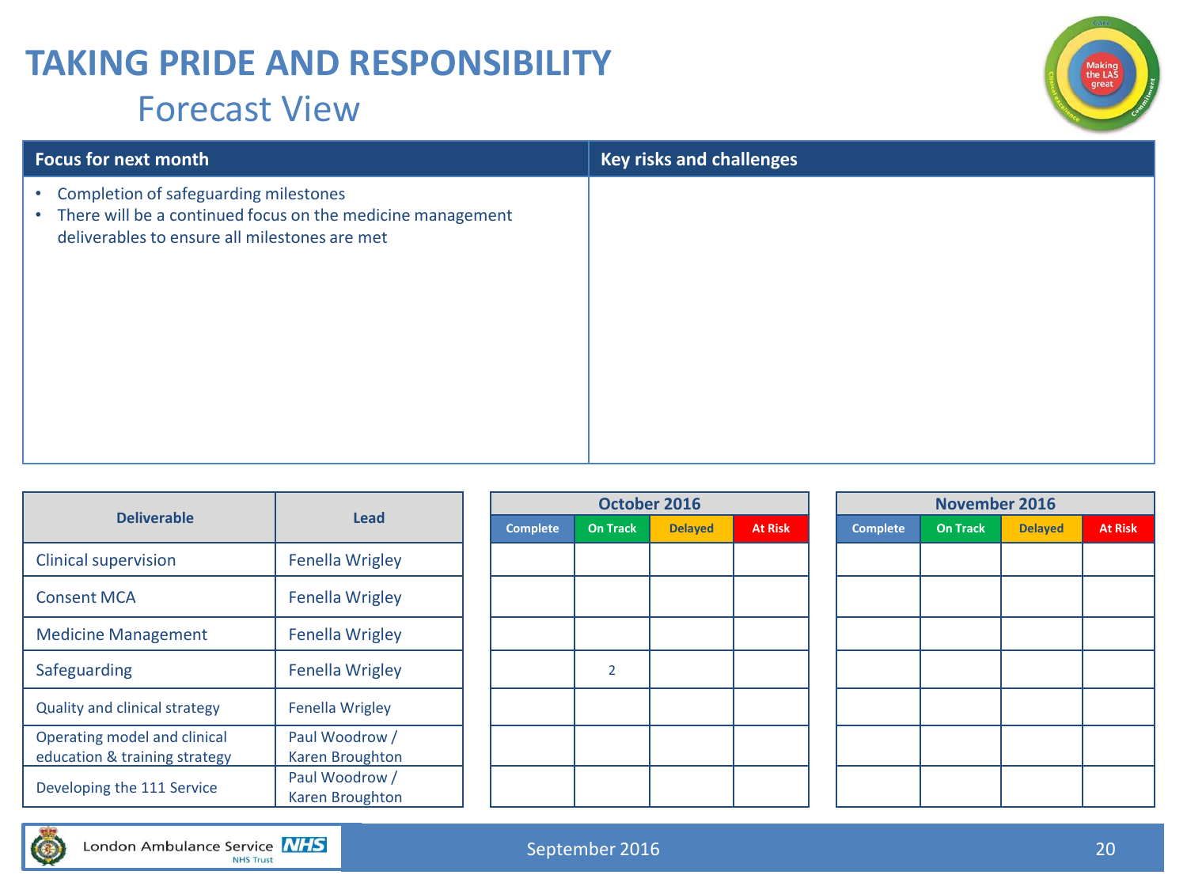# TAKING PRIDE AND RESPONSIBILITY

## Forecast View

| Focus for next month | Key risks and challenges |
| --- | --- |
| • Completion of safeguarding milestones<br>• There will be a continued focus on the medicine management deliverables to ensure all milestones are met | |

| Deliverable | Lead | October 2016 | | | | November 2016 | | | |
| --- | --- | --- | --- | --- | --- | --- | --- | --- | --- |
| | | Complete | On Track | Delayed | At Risk | Complete | On Track | Delayed | At Risk |
| Clinical supervision | Fenella Wrigley | | | | | | | | |
| Consent MCA | Fenella Wrigley | | | | | | | | |
| Medicine Management | Fenella Wrigley | | | | | | | | |
| Safeguarding | Fenella Wrigley | | 2 | | | | | | |
| Quality and clinical strategy | Fenella Wrigley | | | | | | | | |
| Operating model and clinical education & training strategy | Paul Woodrow / Karen Broughton | | | | | | | | |
| Developing the 111 Service | Paul Woodrow / Karen Broughton | | | | | | | | |

September 2016